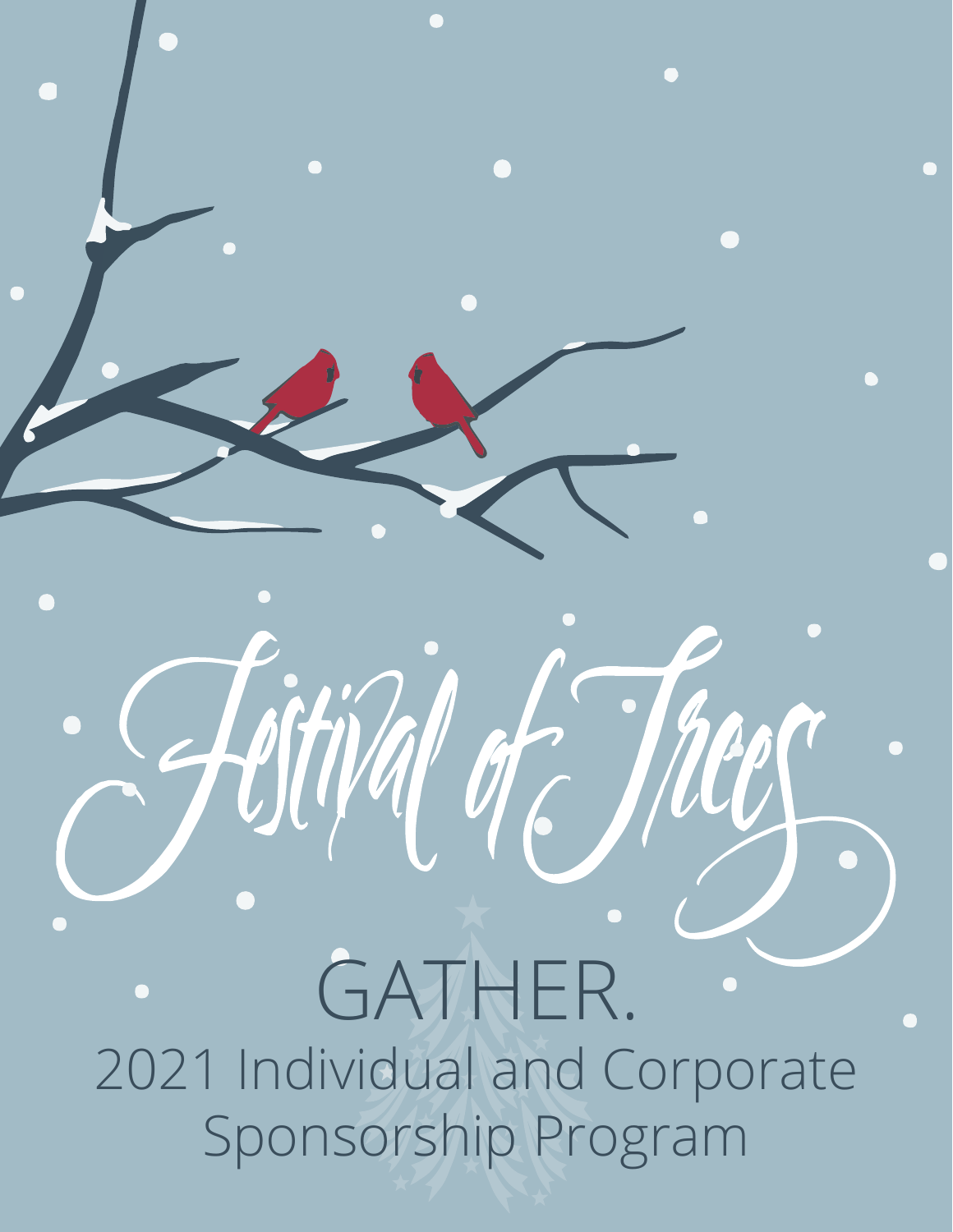# Festival of Trees

## GATHER.

2021 Individual and Corporate Sponsorship Program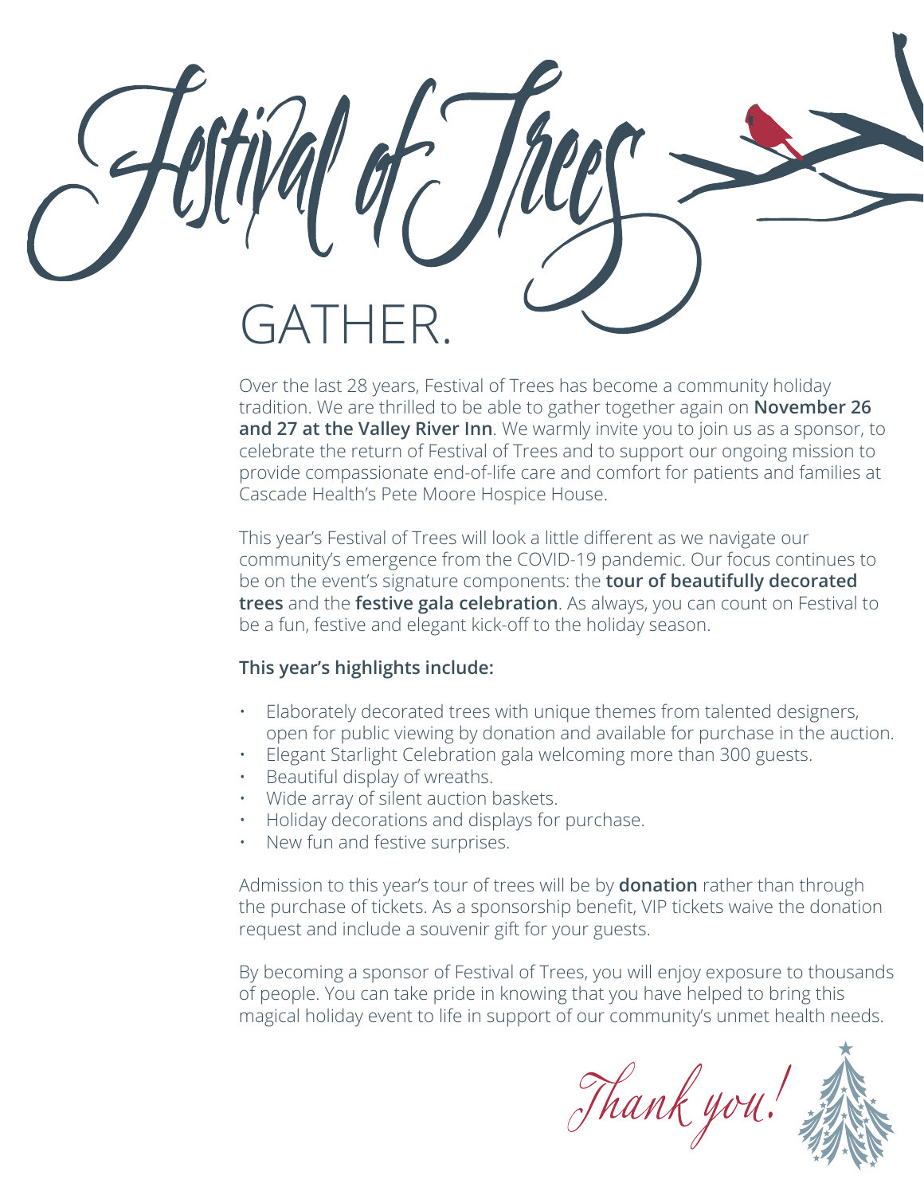# Festival of Trees

## GATHER.

Over the last 28 years, Festival of Trees has become a community holiday tradition. We are thrilled to be able to gather together again on **November 26 and 27 at the Valley River Inn**. We warmly invite you to join us as a sponsor, to celebrate the return of Festival of Trees and to support our ongoing mission to provide compassionate end-of-life care and comfort for patients and families at Cascade Health's Pete Moore Hospice House.

This year's Festival of Trees will look a little different as we navigate our community's emergence from the COVID-19 pandemic. Our focus continues to be on the event's signature components: the **tour of beautifully decorated trees** and the **festive gala celebration**. As always, you can count on Festival to be a fun, festive and elegant kick-off to the holiday season.

**This year's highlights include:**

- Elaborately decorated trees with unique themes from talented designers, open for public viewing by donation and available for purchase in the auction.
- Elegant Starlight Celebration gala welcoming more than 300 guests.
- Beautiful display of wreaths.
- Wide array of silent auction baskets.
- Holiday decorations and displays for purchase.
- New fun and festive surprises.

Admission to this year's tour of trees will be by **donation** rather than through the purchase of tickets. As a sponsorship benefit, VIP tickets waive the donation request and include a souvenir gift for your guests.

By becoming a sponsor of Festival of Trees, you will enjoy exposure to thousands of people. You can take pride in knowing that you have helped to bring this magical holiday event to life in support of our community's unmet health needs.

*Thank you!*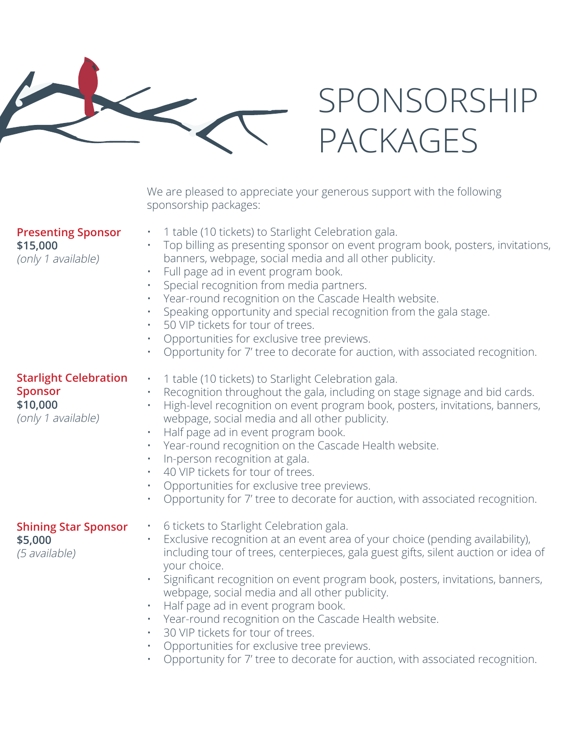# SPONSORSHIP PACKAGES

We are pleased to appreciate your generous support with the following sponsorship packages:

**Presenting Sponsor**
**$15,000**
*(only 1 available)*

- 1 table (10 tickets) to Starlight Celebration gala.
- Top billing as presenting sponsor on event program book, posters, invitations, banners, webpage, social media and all other publicity.
- Full page ad in event program book.
- Special recognition from media partners.
- Year-round recognition on the Cascade Health website.
- Speaking opportunity and special recognition from the gala stage.
- 50 VIP tickets for tour of trees.
- Opportunities for exclusive tree previews.
- Opportunity for 7' tree to decorate for auction, with associated recognition.

**Starlight Celebration Sponsor**
**$10,000**
*(only 1 available)*

- 1 table (10 tickets) to Starlight Celebration gala.
- Recognition throughout the gala, including on stage signage and bid cards.
- High-level recognition on event program book, posters, invitations, banners, webpage, social media and all other publicity.
- Half page ad in event program book.
- Year-round recognition on the Cascade Health website.
- In-person recognition at gala.
- 40 VIP tickets for tour of trees.
- Opportunities for exclusive tree previews.
- Opportunity for 7' tree to decorate for auction, with associated recognition.

**Shining Star Sponsor**
**$5,000**
*(5 available)*

- 6 tickets to Starlight Celebration gala.
- Exclusive recognition at an event area of your choice (pending availability), including tour of trees, centerpieces, gala guest gifts, silent auction or idea of your choice.
- Significant recognition on event program book, posters, invitations, banners, webpage, social media and all other publicity.
- Half page ad in event program book.
- Year-round recognition on the Cascade Health website.
- 30 VIP tickets for tour of trees.
- Opportunities for exclusive tree previews.
- Opportunity for 7' tree to decorate for auction, with associated recognition.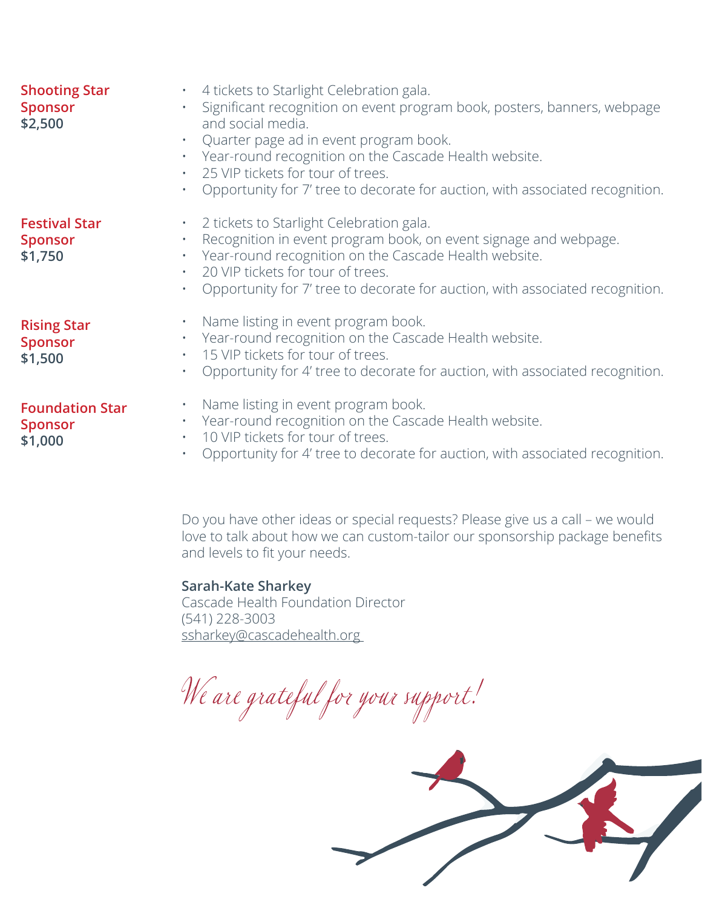**Shooting Star Sponsor**
**$2,500**

- 4 tickets to Starlight Celebration gala.
- Significant recognition on event program book, posters, banners, webpage and social media.
- Quarter page ad in event program book.
- Year-round recognition on the Cascade Health website.
- 25 VIP tickets for tour of trees.
- Opportunity for 7' tree to decorate for auction, with associated recognition.

**Festival Star Sponsor**
**$1,750**

- 2 tickets to Starlight Celebration gala.
- Recognition in event program book, on event signage and webpage.
- Year-round recognition on the Cascade Health website.
- 20 VIP tickets for tour of trees.
- Opportunity for 7' tree to decorate for auction, with associated recognition.

**Rising Star Sponsor**
**$1,500**

- Name listing in event program book.
- Year-round recognition on the Cascade Health website.
- 15 VIP tickets for tour of trees.
- Opportunity for 4' tree to decorate for auction, with associated recognition.

**Foundation Star Sponsor**
**$1,000**

- Name listing in event program book.
- Year-round recognition on the Cascade Health website.
- 10 VIP tickets for tour of trees.
- Opportunity for 4' tree to decorate for auction, with associated recognition.

Do you have other ideas or special requests? Please give us a call – we would love to talk about how we can custom-tailor our sponsorship package benefits and levels to fit your needs.

**Sarah-Kate Sharkey**
Cascade Health Foundation Director
(541) 228-3003
ssharkey@cascadehealth.org

*We are grateful for your support!*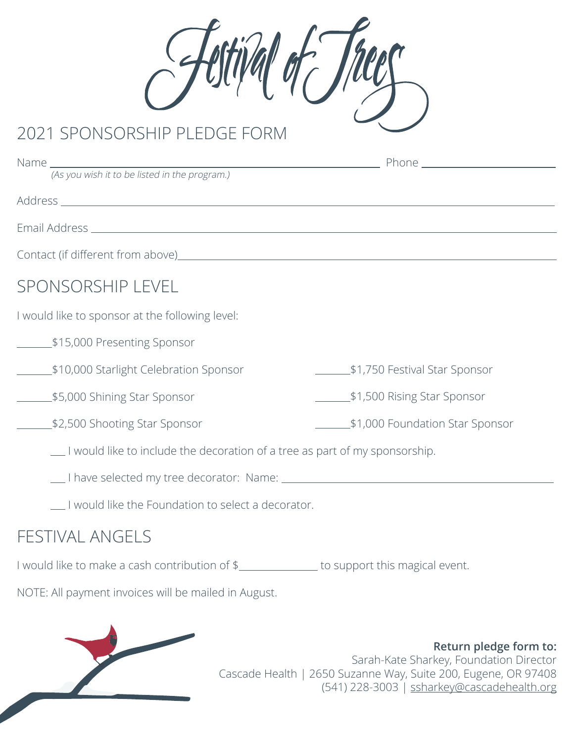# Festival of Trees

## 2021 SPONSORSHIP PLEDGE FORM

Name ______________________________ Phone ______________

*(As you wish it to be listed in the program.)*

Address ______________________________

Email Address ______________________________

Contact (if different from above)______________________________

## SPONSORSHIP LEVEL

I would like to sponsor at the following level:

______$15,000 Presenting Sponsor

______$10,000 Starlight Celebration Sponsor

______$5,000 Shining Star Sponsor

______$2,500 Shooting Star Sponsor

______$1,750 Festival Star Sponsor

______$1,500 Rising Star Sponsor

______$1,000 Foundation Star Sponsor

___ I would like to include the decoration of a tree as part of my sponsorship.

___ I have selected my tree decorator: Name: ______________________________

___ I would like the Foundation to select a decorator.

## FESTIVAL ANGELS

I would like to make a cash contribution of $____________ to support this magical event.

NOTE: All payment invoices will be mailed in August.

**Return pledge form to:**
Sarah-Kate Sharkey, Foundation Director
Cascade Health | 2650 Suzanne Way, Suite 200, Eugene, OR 97408
(541) 228-3003 | ssharkey@cascadehealth.org